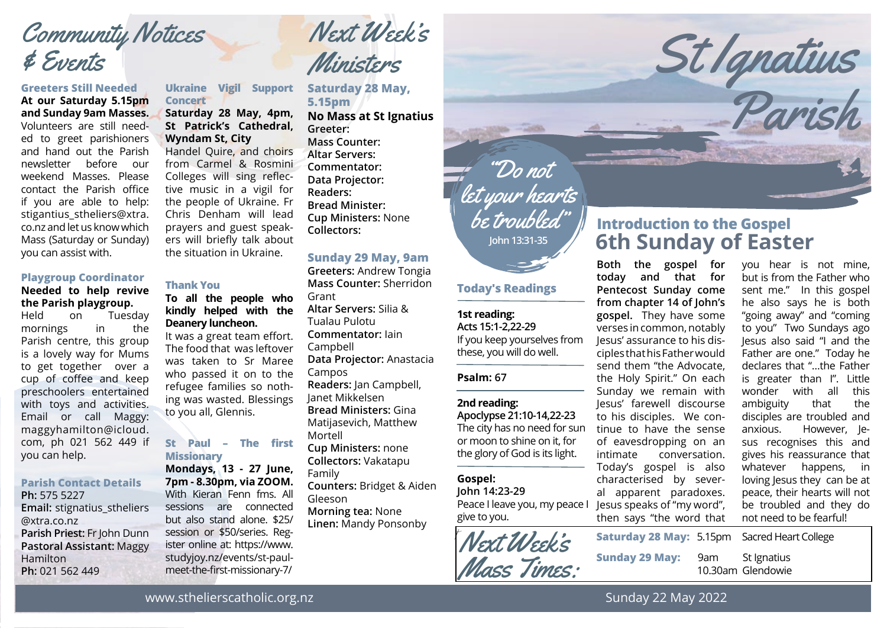# Community Notices & Events

### Greeters Still Needed

**At our Saturday 5.15pm and Sunday 9am Masses.** Volunteers are still needed to greet parishioners and hand out the Parish newsletter before our weekend Masses. Please contact the Parish office if you are able to help: stigantius_stheliers@xtra.co.nz and let us know which Mass (Saturday or Sunday) you can assist with.

### Playgroup Coordinator

**Needed to help revive the Parish playgroup.** Held on Tuesday mornings in the Parish centre, this group is a lovely way for Mums to get together over a cup of coffee and keep preschoolers entertained with toys and activities. Email or call Maggy: maggyhamilton@icloud.com, ph 021 562 449 if you can help.

### Parish Contact Details

**Ph:** 575 5227
**Email:** stignatius_stheliers@xtra.co.nz
**Parish Priest:** Fr John Dunn
**Pastoral Assistant:** Maggy Hamilton
**Ph:** 021 562 449

### Ukraine Vigil Support Concert

**Saturday 28 May, 4pm, St Patrick's Cathedral, Wyndam St, City**
Handel Quire, and choirs from Carmel & Rosmini Colleges will sing reflective music in a vigil for the people of Ukraine. Fr Chris Denham will lead prayers and guest speakers will briefly talk about the situation in Ukraine.

### Thank You

**To all the people who kindly helped with the Deanery luncheon.**
It was a great team effort. The food that was leftover was taken to Sr Maree who passed it on to the refugee families so nothing was wasted. Blessings to you all, Glennis.

### St Paul – The first Missionary

**Mondays, 13 - 27 June, 7pm - 8.30pm, via ZOOM.** With Kieran Fenn fms. All sessions are connected but also stand alone. $25/session or $50/series. Register online at: https://www.studyjoy.nz/events/st-paul-meet-the-first-missionary-7/

# Next Week's Ministers

### Saturday 28 May, 5.15pm

**No Mass at St Ignatius**
**Greeter:**
**Mass Counter:**
**Altar Servers:**
**Commentator:**
**Data Projector:**
**Readers:**
**Bread Minister:**
**Cup Ministers:** None
**Collectors:**

### Sunday 29 May, 9am

**Greeters:** Andrew Tongia
**Mass Counter:** Sherridon Grant
**Altar Servers:** Silia & Tualau Pulotu
**Commentator:** Iain Campbell
**Data Projector:** Anastacia Campos
**Readers:** Jan Campbell, Janet Mikkelsen
**Bread Ministers:** Gina Matijasevich, Matthew Mortell
**Cup Ministers:** none
**Collectors:** Vakatapu Family
**Counters:** Bridget & Aiden Gleeson
**Morning tea:** None
**Linen:** Mandy Ponsonby

# St Ignatius Parish

"Do not let your hearts be troubled"
John 13:31-35

### Today's Readings

**1st reading:**
**Acts 15:1-2,22-29**
If you keep yourselves from these, you will do well.

**Psalm: 67**

**2nd reading:**
**Apoclypse 21:10-14,22-23**
The city has no need for sun or moon to shine on it, for the glory of God is its light.

**Gospel:**
**John 14:23-29**
Peace I leave you, my peace I give to you.

## Introduction to the Gospel
## 6th Sunday of Easter

**Both the gospel for today and that for Pentecost Sunday come from chapter 14 of John's gospel.** They have some verses in common, notably Jesus' assurance to his disciples that his Father would send them "the Advocate, the Holy Spirit." On each Sunday we remain with Jesus' farewell discourse to his disciples. We continue to have the sense of eavesdropping on an intimate conversation. Today's gospel is also characterised by several apparent paradoxes. Jesus speaks of "my word", then says "the word that you hear is not mine, but is from the Father who sent me." In this gospel he also says he is both "going away" and "coming to you" Two Sundays ago Jesus also said "I and the Father are one." Today he declares that "...the Father is greater than I". Little wonder with all this ambiguity that the disciples are troubled and anxious. However, Jesus recognises this and gives his reassurance that whatever happens, in loving Jesus they can be at peace, their hearts will not be troubled and they do not need to be fearful!

### Next Week's Mass Times:

| | | |
|---|---|---|
| **Saturday 28 May:** | 5.15pm | Sacred Heart College |
| **Sunday 29 May:** | 9am | St Ignatius |
| | 10.30am | Glendowie |

www.sthelierscatholic.org.nz

Sunday 22 May 2022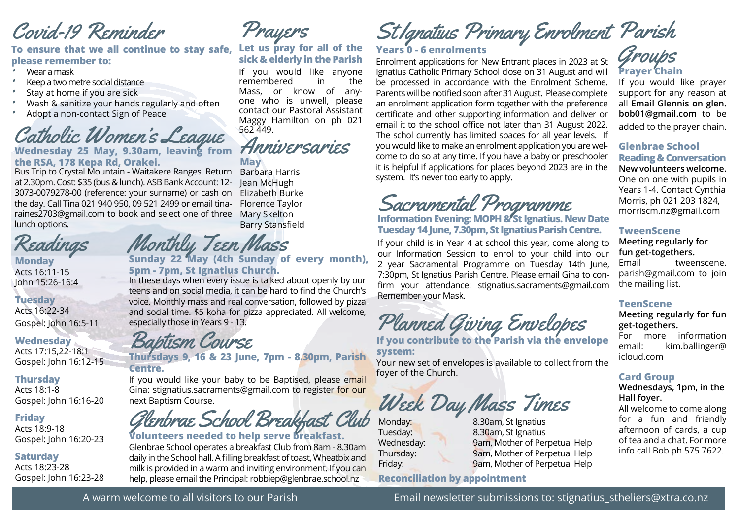# Covid-19 Reminder

**To ensure that we all continue to stay safe, please remember to:**

- Wear a mask
- Keep a two metre social distance
- Stay at home if you are sick
- Wash & sanitize your hands regularly and often
- Adopt a non-contact Sign of Peace

# Catholic Women's League

**Wednesday 25 May, 9.30am, leaving from the RSA, 178 Kepa Rd, Orakei.**

Bus Trip to Crystal Mountain - Waitakere Ranges. Return at 2.30pm. Cost: $35 (bus & lunch). ASB Bank Account: 12-3073-0079278-00 (reference: your surname) or cash on the day. Call Tina 021 940 950, 09 521 2499 or email tinaraines2703@gmail.com to book and select one of three lunch options.

# Readings

**Monday**
Acts 16:11-15
John 15:26-16:4

**Tuesday**
Acts 16:22-34
Gospel: John 16:5-11

**Wednesday**
Acts 17:15,22-18:1
Gospel: John 16:12-15

**Thursday**
Acts 18:1-8
Gospel: John 16:16-20

**Friday**
Acts 18:9-18
Gospel: John 16:20-23

**Saturday**
Acts 18:23-28
Gospel: John 16:23-28

# Prayers

**Let us pray for all of the sick & elderly in the Parish**

If you would like anyone remembered in the Mass, or know of anyone who is unwell, please contact our Pastoral Assistant Maggy Hamilton on ph 021 562 449.

# Anniversaries

**May**
Barbara Harris
Jean McHugh
Elizabeth Burke
Florence Taylor
Mary Skelton
Barry Stansfield

# Monthly Teen Mass

**Sunday 22 May (4th Sunday of every month), 5pm - 7pm, St Ignatius Church.**

In these days when every issue is talked about openly by our teens and on social media, it can be hard to find the Church's voice. Monthly mass and real conversation, followed by pizza and social time. $5 koha for pizza appreciated. All welcome, especially those in Years 9 - 13.

# Baptism Course

**Thursdays 9, 16 & 23 June, 7pm - 8.30pm, Parish Centre.**

If you would like your baby to be Baptised, please email Gina: stignatius.sacraments@gmail.com to register for our next Baptism Course.

# Glenbrae School Breakfast Club

**Volunteers needed to help serve breakfast.**

Glenbrae School operates a breakfast Club from 8am - 8.30am daily in the School hall. A filling breakfast of toast, Wheatbix and milk is provided in a warm and inviting environment. If you can help, please email the Principal: robbiep@glenbrae.school.nz

# St Ignatius Primary Enrolment

**Years 0 - 6 enrolments**

Enrolment applications for New Entrant places in 2023 at St Ignatius Catholic Primary School close on 31 August and will be processed in accordance with the Enrolment Scheme. Parents will be notified soon after 31 August. Please complete an enrolment application form together with the preference certificate and other supporting information and deliver or email it to the school office not later than 31 August 2022. The schol currently has limited spaces for all year levels. If you would like to make an enrolment application you are welcome to do so at any time. If you have a baby or preschooler it is helpful if applications for places beyond 2023 are in the system. It's never too early to apply.

# Sacramental Programme

**Information Evening: MOPH & St Ignatius. New Date Tuesday 14 June, 7.30pm, St Ignatius Parish Centre.**

If your child is in Year 4 at school this year, come along to our Information Session to enrol to your child into our 2 year Sacramental Programme on Tuesday 14th June, 7:30pm, St Ignatius Parish Centre. Please email Gina to confirm your attendance: stignatius.sacraments@gmail.com Remember your Mask.

# Planned Giving Envelopes

**If you contribute to the Parish via the envelope system:**

Your new set of envelopes is available to collect from the foyer of the Church.

# Week Day Mass Times

| | |
|---|---|
| Monday: | 8.30am, St Ignatius |
| Tuesday: | 8.30am, St Ignatius |
| Wednesday: | 9am, Mother of Perpetual Help |
| Thursday: | 9am, Mother of Perpetual Help |
| Friday: | 9am, Mother of Perpetual Help |

**Reconciliation by appointment**

# Parish Groups

**Prayer Chain**

If you would like prayer support for any reason at all **Email Glennis on glen.bob01@gmail.com** to be added to the prayer chain.

**Glenbrae School Reading & Conversation**

**New volunteers welcome.**
One on one with pupils in Years 1-4. Contact Cynthia Morris, ph 021 203 1824, morriscm.nz@gmail.com

**TweenScene**

**Meeting regularly for fun get-togethers.**
Email tweenscene.parish@gmail.com to join the mailing list.

**TeenScene**

**Meeting regularly for fun get-togethers.**
For more information email: kim.ballinger@icloud.com

**Card Group**

**Wednesdays, 1pm, in the Hall foyer.**
All welcome to come along for a fun and friendly afternoon of cards, a cup of tea and a chat. For more info call Bob ph 575 7622.

A warm welcome to all visitors to our Parish

Email newsletter submissions to: stignatius_stheliers@xtra.co.nz